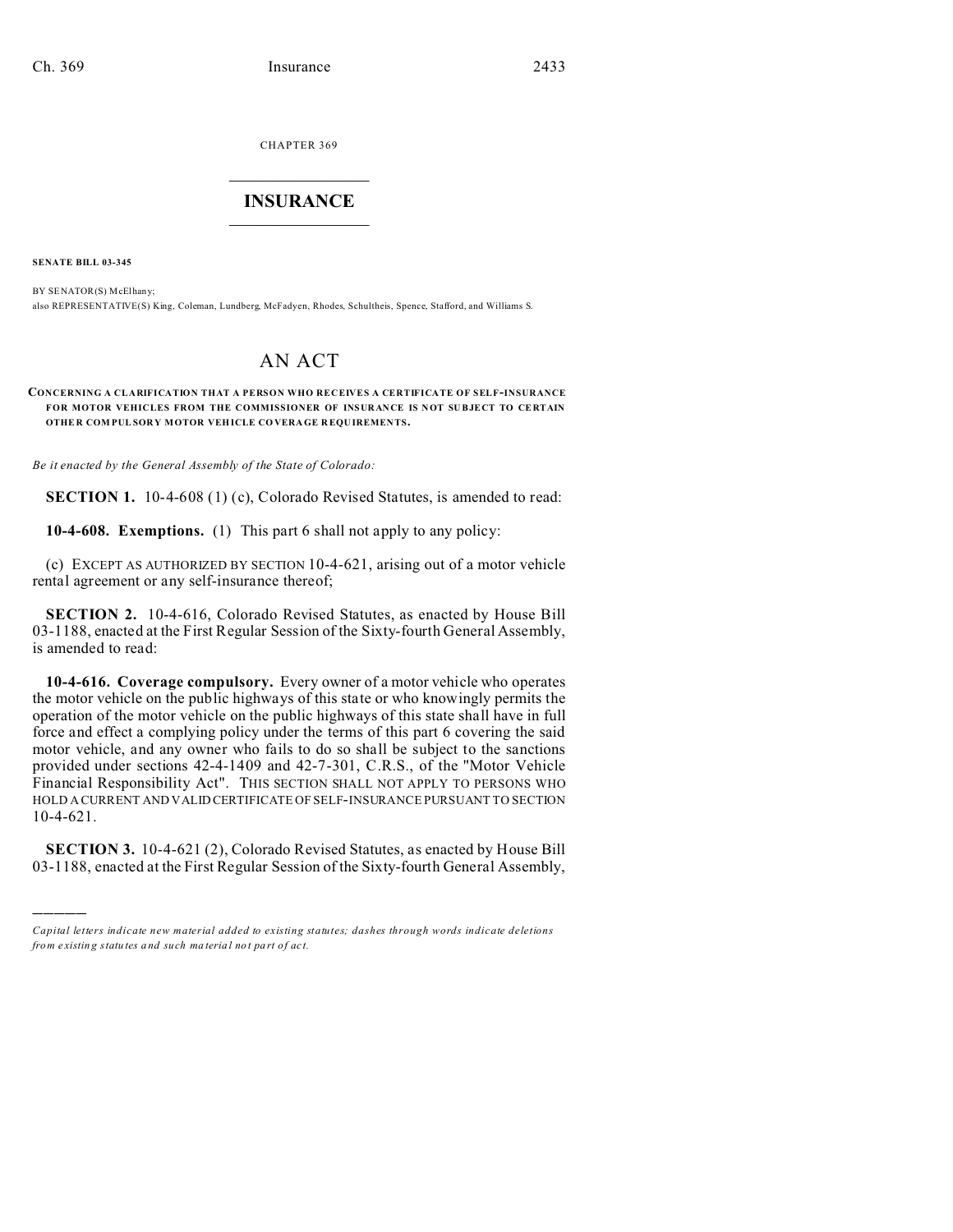CHAPTER 369

# INSURANCE

**SENATE BILL 03-345**

BY SENATOR(S) McElhany;
also REPRESENTATIVE(S) King, Coleman, Lundberg, McFadyen, Rhodes, Schultheis, Spence, Stafford, and Williams S.

## AN ACT

**CONCERNING A CLARIFICATION THAT A PERSON WHO RECEIVES A CERTIFICATE OF SELF-INSURANCE FOR MOTOR VEHICLES FROM THE COMMISSIONER OF INSURANCE IS NOT SUBJECT TO CERTAIN OTHER COMPULSORY MOTOR VEHICLE COVERAGE REQUIREMENTS.**

*Be it enacted by the General Assembly of the State of Colorado:*

**SECTION 1.** 10-4-608 (1) (c), Colorado Revised Statutes, is amended to read:

**10-4-608. Exemptions.** (1) This part 6 shall not apply to any policy:

(c) EXCEPT AS AUTHORIZED BY SECTION 10-4-621, arising out of a motor vehicle rental agreement or any self-insurance thereof;

**SECTION 2.** 10-4-616, Colorado Revised Statutes, as enacted by House Bill 03-1188, enacted at the First Regular Session of the Sixty-fourth General Assembly, is amended to read:

**10-4-616. Coverage compulsory.** Every owner of a motor vehicle who operates the motor vehicle on the public highways of this state or who knowingly permits the operation of the motor vehicle on the public highways of this state shall have in full force and effect a complying policy under the terms of this part 6 covering the said motor vehicle, and any owner who fails to do so shall be subject to the sanctions provided under sections 42-4-1409 and 42-7-301, C.R.S., of the "Motor Vehicle Financial Responsibility Act". THIS SECTION SHALL NOT APPLY TO PERSONS WHO HOLD A CURRENT AND VALID CERTIFICATE OF SELF-INSURANCE PURSUANT TO SECTION 10-4-621.

**SECTION 3.** 10-4-621 (2), Colorado Revised Statutes, as enacted by House Bill 03-1188, enacted at the First Regular Session of the Sixty-fourth General Assembly,

---

*Capital letters indicate new material added to existing statutes; dashes through words indicate deletions from existing statutes and such material not part of act.*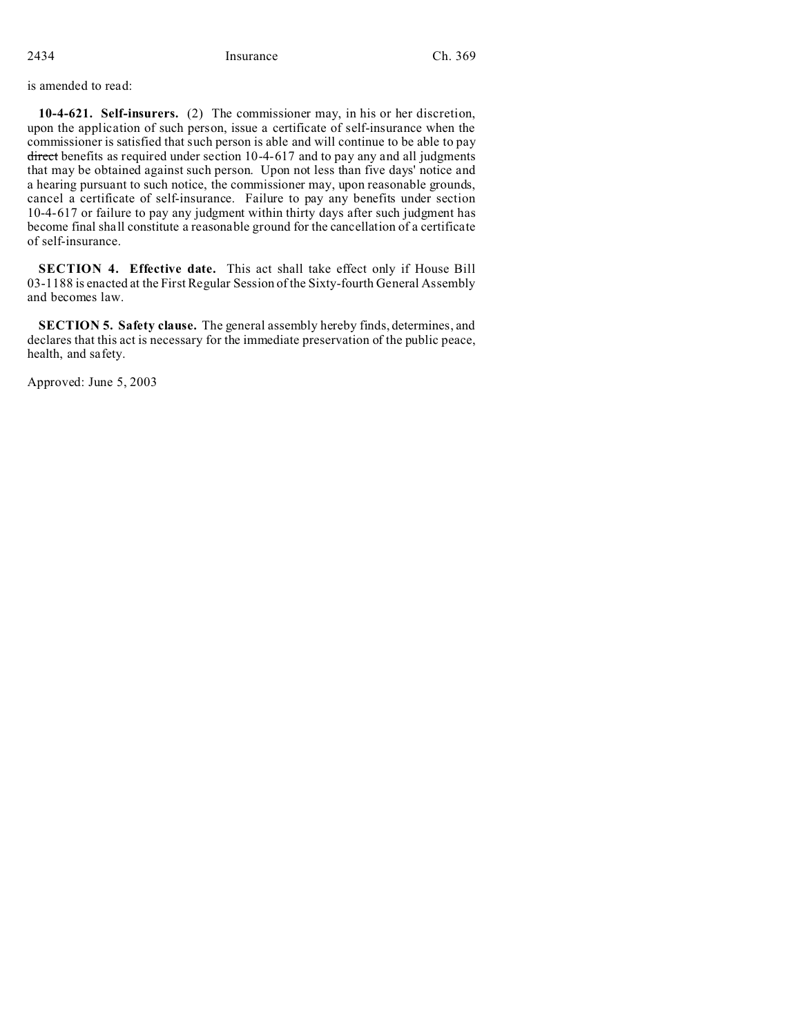is amended to read:

**10-4-621. Self-insurers.** (2) The commissioner may, in his or her discretion, upon the application of such person, issue a certificate of self-insurance when the commissioner is satisfied that such person is able and will continue to be able to pay ~~direct~~ benefits as required under section 10-4-617 and to pay any and all judgments that may be obtained against such person. Upon not less than five days' notice and a hearing pursuant to such notice, the commissioner may, upon reasonable grounds, cancel a certificate of self-insurance. Failure to pay any benefits under section 10-4-617 or failure to pay any judgment within thirty days after such judgment has become final shall constitute a reasonable ground for the cancellation of a certificate of self-insurance.

**SECTION 4. Effective date.** This act shall take effect only if House Bill 03-1188 is enacted at the First Regular Session of the Sixty-fourth General Assembly and becomes law.

**SECTION 5. Safety clause.** The general assembly hereby finds, determines, and declares that this act is necessary for the immediate preservation of the public peace, health, and safety.

Approved: June 5, 2003